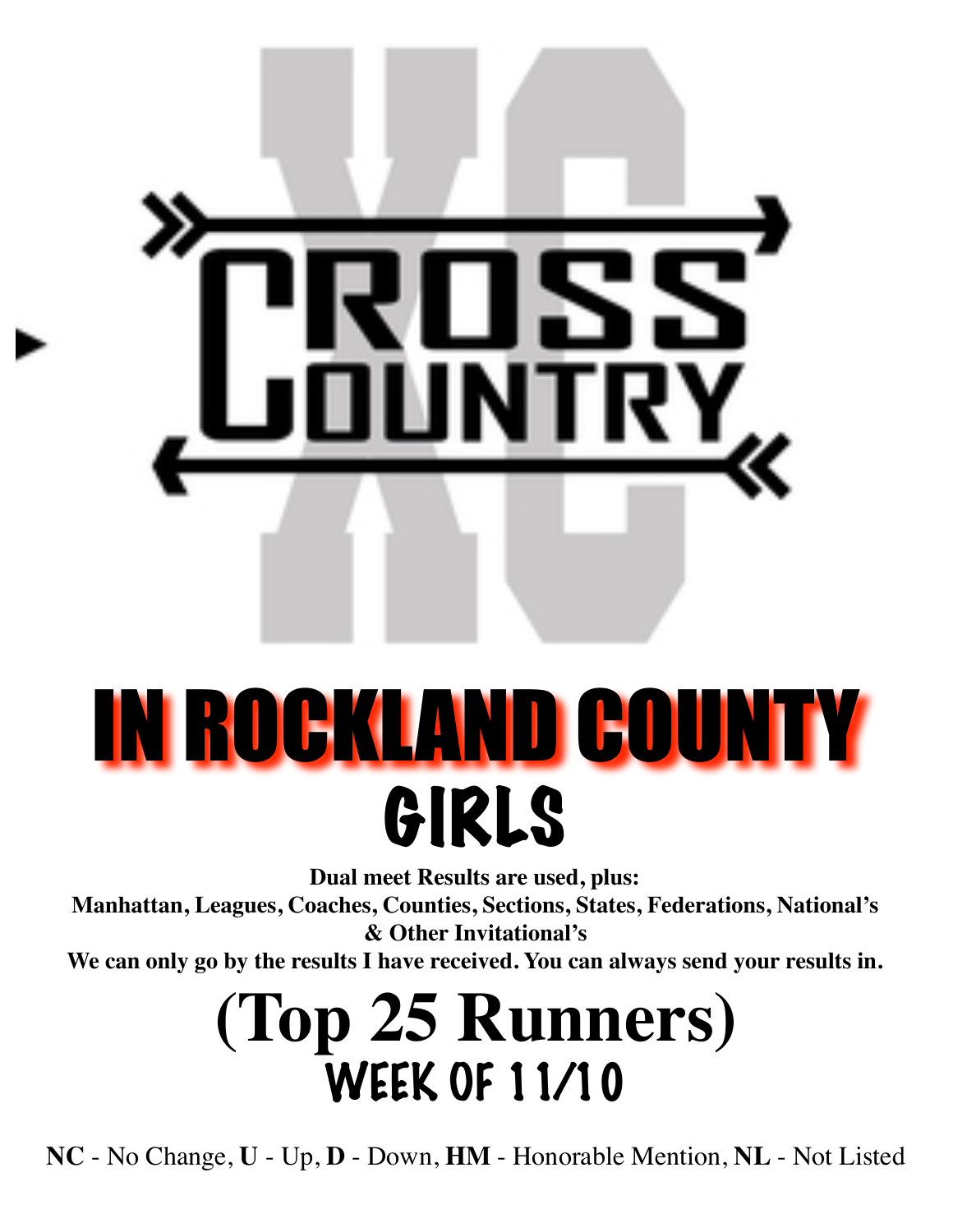# CROSS COUNTRY

# IN ROCKLAND COUNTY

## GIRLS

**Dual meet Results are used, plus:**
**Manhattan, Leagues, Coaches, Counties, Sections, States, Federations, National's & Other Invitational's**
**We can only go by the results I have received. You can always send your results in.**

# (Top 25 Runners)

## WEEK OF 11/10

**NC** - No Change, **U** - Up, **D** - Down, **HM** - Honorable Mention, **NL** - Not Listed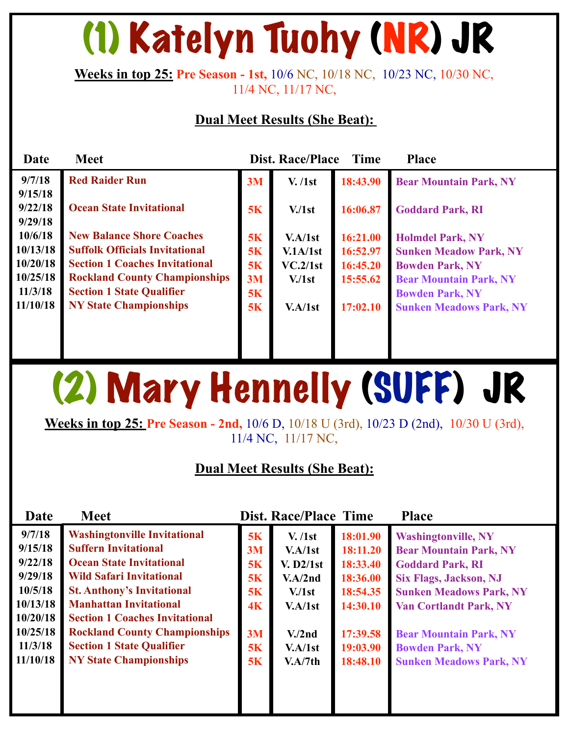# (1) Katelyn Tuohy (NR) JR

**Weeks in top 25:** Pre Season - 1st, 10/6 NC, 10/18 NC, 10/23 NC, 10/30 NC, 11/4 NC, 11/17 NC,

**Dual Meet Results (She Beat):**

| Date | Meet | Dist. | Race/Place | Time | Place |
|---|---|---|---|---|---|
| 9/7/18 | Red Raider Run | 3M | V. /1st | 18:43.90 | Bear Mountain Park, NY |
| 9/15/18 | | | | | |
| 9/22/18 | Ocean State Invitational | 5K | V./1st | 16:06.87 | Goddard Park, RI |
| 9/29/18 | | | | | |
| 10/6/18 | New Balance Shore Coaches | 5K | V.A/1st | 16:21.00 | Holmdel Park, NY |
| 10/13/18 | Suffolk Officials Invitational | 5K | V.1A/1st | 16:52.97 | Sunken Meadow Park, NY |
| 10/20/18 | Section 1 Coaches Invitational | 5K | VC.2/1st | 16:45.20 | Bowden Park, NY |
| 10/25/18 | Rockland County Championships | 3M | V./1st | 15:55.62 | Bear Mountain Park, NY |
| 11/3/18 | Section 1 State Qualifier | 5K | | | Bowden Park, NY |
| 11/10/18 | NY State Championships | 5K | V.A/1st | 17:02.10 | Sunken Meadows Park, NY |

# (2) Mary Hennelly (SUFF) JR

**Weeks in top 25:** Pre Season - 2nd, 10/6 D, 10/18 U (3rd), 10/23 D (2nd), 10/30 U (3rd), 11/4 NC, 11/17 NC,

**Dual Meet Results (She Beat):**

| Date | Meet | Dist. | Race/Place | Time | Place |
|---|---|---|---|---|---|
| 9/7/18 | Washingtonville Invitational | 5K | V. /1st | 18:01.90 | Washingtonville, NY |
| 9/15/18 | Suffern Invitational | 3M | V.A/1st | 18:11.20 | Bear Mountain Park, NY |
| 9/22/18 | Ocean State Invitational | 5K | V. D2/1st | 18:33.40 | Goddard Park, RI |
| 9/29/18 | Wild Safari Invitational | 5K | V.A/2nd | 18:36.00 | Six Flags, Jackson, NJ |
| 10/5/18 | St. Anthony's Invitational | 5K | V./1st | 18:54.35 | Sunken Meadows Park, NY |
| 10/13/18 | Manhattan Invitational | 4K | V.A/1st | 14:30.10 | Van Cortlandt Park, NY |
| 10/20/18 | Section 1 Coaches Invitational | | | | |
| 10/25/18 | Rockland County Championships | 3M | V./2nd | 17:39.58 | Bear Mountain Park, NY |
| 11/3/18 | Section 1 State Qualifier | 5K | V.A/1st | 19:03.90 | Bowden Park, NY |
| 11/10/18 | NY State Championships | 5K | V.A/7th | 18:48.10 | Sunken Meadows Park, NY |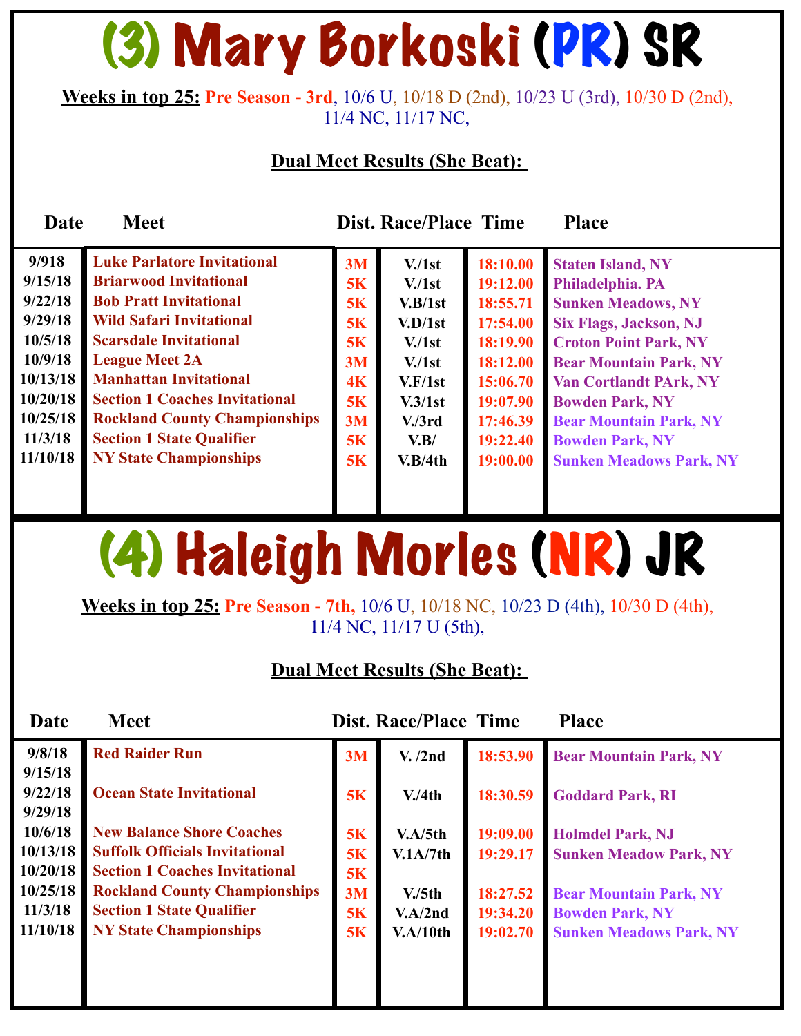# (3) Mary Borkoski (PR) SR

**Weeks in top 25:** Pre Season - 3rd, 10/6 U, 10/18 D (2nd), 10/23 U (3rd), 10/30 D (2nd), 11/4 NC, 11/17 NC,

**Dual Meet Results (She Beat):**

| Date | Meet | Dist. | Race/Place | Time | Place |
|---|---|---|---|---|---|
| 9/918 | Luke Parlatore Invitational | 3M | V./1st | 18:10.00 | Staten Island, NY |
| 9/15/18 | Briarwood Invitational | 5K | V./1st | 19:12.00 | Philadelphia. PA |
| 9/22/18 | Bob Pratt Invitational | 5K | V.B/1st | 18:55.71 | Sunken Meadows, NY |
| 9/29/18 | Wild Safari Invitational | 5K | V.D/1st | 17:54.00 | Six Flags, Jackson, NJ |
| 10/5/18 | Scarsdale Invitational | 5K | V./1st | 18:19.90 | Croton Point Park, NY |
| 10/9/18 | League Meet 2A | 3M | V./1st | 18:12.00 | Bear Mountain Park, NY |
| 10/13/18 | Manhattan Invitational | 4K | V.F/1st | 15:06.70 | Van Cortlandt PArk, NY |
| 10/20/18 | Section 1 Coaches Invitational | 5K | V.3/1st | 19:07.90 | Bowden Park, NY |
| 10/25/18 | Rockland County Championships | 3M | V./3rd | 17:46.39 | Bear Mountain Park, NY |
| 11/3/18 | Section 1 State Qualifier | 5K | V.B/ | 19:22.40 | Bowden Park, NY |
| 11/10/18 | NY State Championships | 5K | V.B/4th | 19:00.00 | Sunken Meadows Park, NY |

# (4) Haleigh Morles (NR) JR

**Weeks in top 25:** Pre Season - 7th, 10/6 U, 10/18 NC, 10/23 D (4th), 10/30 D (4th), 11/4 NC, 11/17 U (5th),

**Dual Meet Results (She Beat):**

| Date | Meet | Dist. | Race/Place | Time | Place |
|---|---|---|---|---|---|
| 9/8/18 | Red Raider Run | 3M | V. /2nd | 18:53.90 | Bear Mountain Park, NY |
| 9/15/18 | | | | | |
| 9/22/18 | Ocean State Invitational | 5K | V./4th | 18:30.59 | Goddard Park, RI |
| 9/29/18 | | | | | |
| 10/6/18 | New Balance Shore Coaches | 5K | V.A/5th | 19:09.00 | Holmdel Park, NJ |
| 10/13/18 | Suffolk Officials Invitational | 5K | V.1A/7th | 19:29.17 | Sunken Meadow Park, NY |
| 10/20/18 | Section 1 Coaches Invitational | 5K | | | |
| 10/25/18 | Rockland County Championships | 3M | V./5th | 18:27.52 | Bear Mountain Park, NY |
| 11/3/18 | Section 1 State Qualifier | 5K | V.A/2nd | 19:34.20 | Bowden Park, NY |
| 11/10/18 | NY State Championships | 5K | V.A/10th | 19:02.70 | Sunken Meadows Park, NY |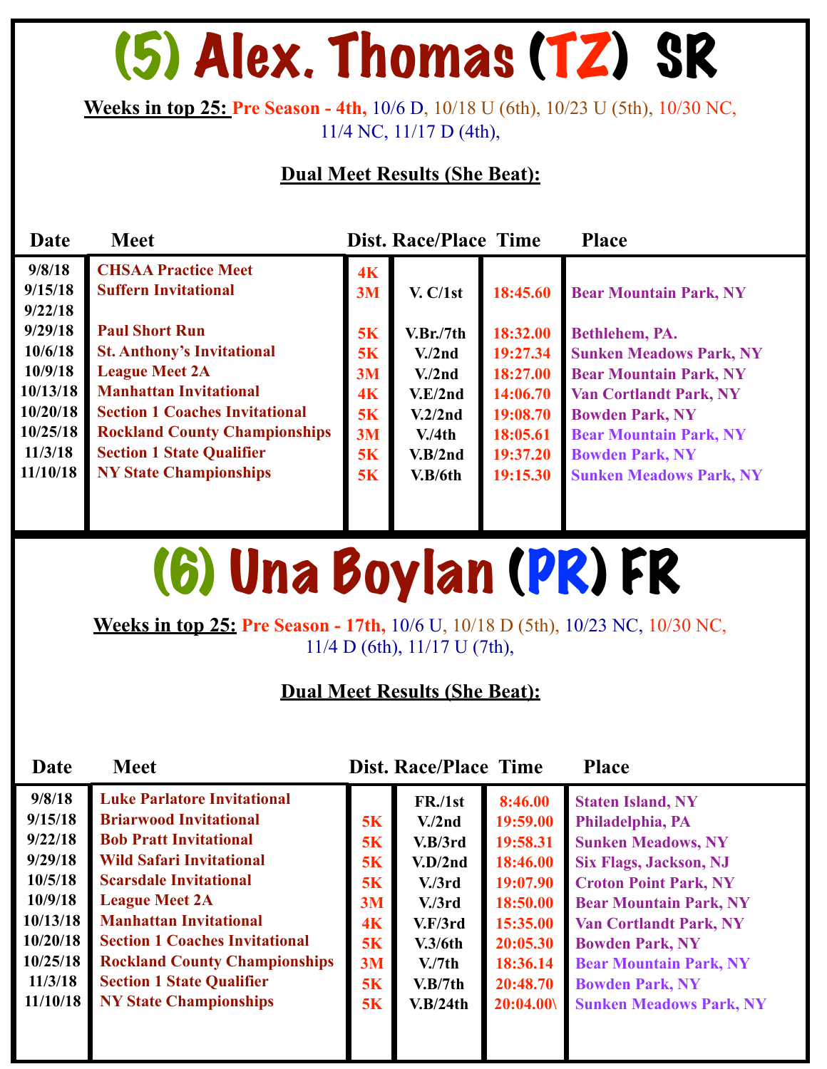# (5) Alex. Thomas (TZ) SR

**Weeks in top 25:** Pre Season - 4th, 10/6 D, 10/18 U (6th), 10/23 U (5th), 10/30 NC, 11/4 NC, 11/17 D (4th),

**Dual Meet Results (She Beat):**

| Date | Meet | Dist. | Race/Place | Time | Place |
|---|---|---|---|---|---|
| 9/8/18 | CHSAA Practice Meet | 4K | | | |
| 9/15/18 | Suffern Invitational | 3M | V. C/1st | 18:45.60 | Bear Mountain Park, NY |
| 9/22/18 | | | | | |
| 9/29/18 | Paul Short Run | 5K | V.Br./7th | 18:32.00 | Bethlehem, PA. |
| 10/6/18 | St. Anthony's Invitational | 5K | V./2nd | 19:27.34 | Sunken Meadows Park, NY |
| 10/9/18 | League Meet 2A | 3M | V./2nd | 18:27.00 | Bear Mountain Park, NY |
| 10/13/18 | Manhattan Invitational | 4K | V.E/2nd | 14:06.70 | Van Cortlandt Park, NY |
| 10/20/18 | Section 1 Coaches Invitational | 5K | V.2/2nd | 19:08.70 | Bowden Park, NY |
| 10/25/18 | Rockland County Championships | 3M | V./4th | 18:05.61 | Bear Mountain Park, NY |
| 11/3/18 | Section 1 State Qualifier | 5K | V.B/2nd | 19:37.20 | Bowden Park, NY |
| 11/10/18 | NY State Championships | 5K | V.B/6th | 19:15.30 | Sunken Meadows Park, NY |

# (6) Una Boylan (PR) FR

**Weeks in top 25:** Pre Season - 17th, 10/6 U, 10/18 D (5th), 10/23 NC, 10/30 NC, 11/4 D (6th), 11/17 U (7th),

**Dual Meet Results (She Beat):**

| Date | Meet | Dist. | Race/Place | Time | Place |
|---|---|---|---|---|---|
| 9/8/18 | Luke Parlatore Invitational | | FR./1st | 8:46.00 | Staten Island, NY |
| 9/15/18 | Briarwood Invitational | 5K | V./2nd | 19:59.00 | Philadelphia, PA |
| 9/22/18 | Bob Pratt Invitational | 5K | V.B/3rd | 19:58.31 | Sunken Meadows, NY |
| 9/29/18 | Wild Safari Invitational | 5K | V.D/2nd | 18:46.00 | Six Flags, Jackson, NJ |
| 10/5/18 | Scarsdale Invitational | 5K | V./3rd | 19:07.90 | Croton Point Park, NY |
| 10/9/18 | League Meet 2A | 3M | V./3rd | 18:50.00 | Bear Mountain Park, NY |
| 10/13/18 | Manhattan Invitational | 4K | V.F/3rd | 15:35.00 | Van Cortlandt Park, NY |
| 10/20/18 | Section 1 Coaches Invitational | 5K | V.3/6th | 20:05.30 | Bowden Park, NY |
| 10/25/18 | Rockland County Championships | 3M | V./7th | 18:36.14 | Bear Mountain Park, NY |
| 11/3/18 | Section 1 State Qualifier | 5K | V.B/7th | 20:48.70 | Bowden Park, NY |
| 11/10/18 | NY State Championships | 5K | V.B/24th | 20:04.00\ | Sunken Meadows Park, NY |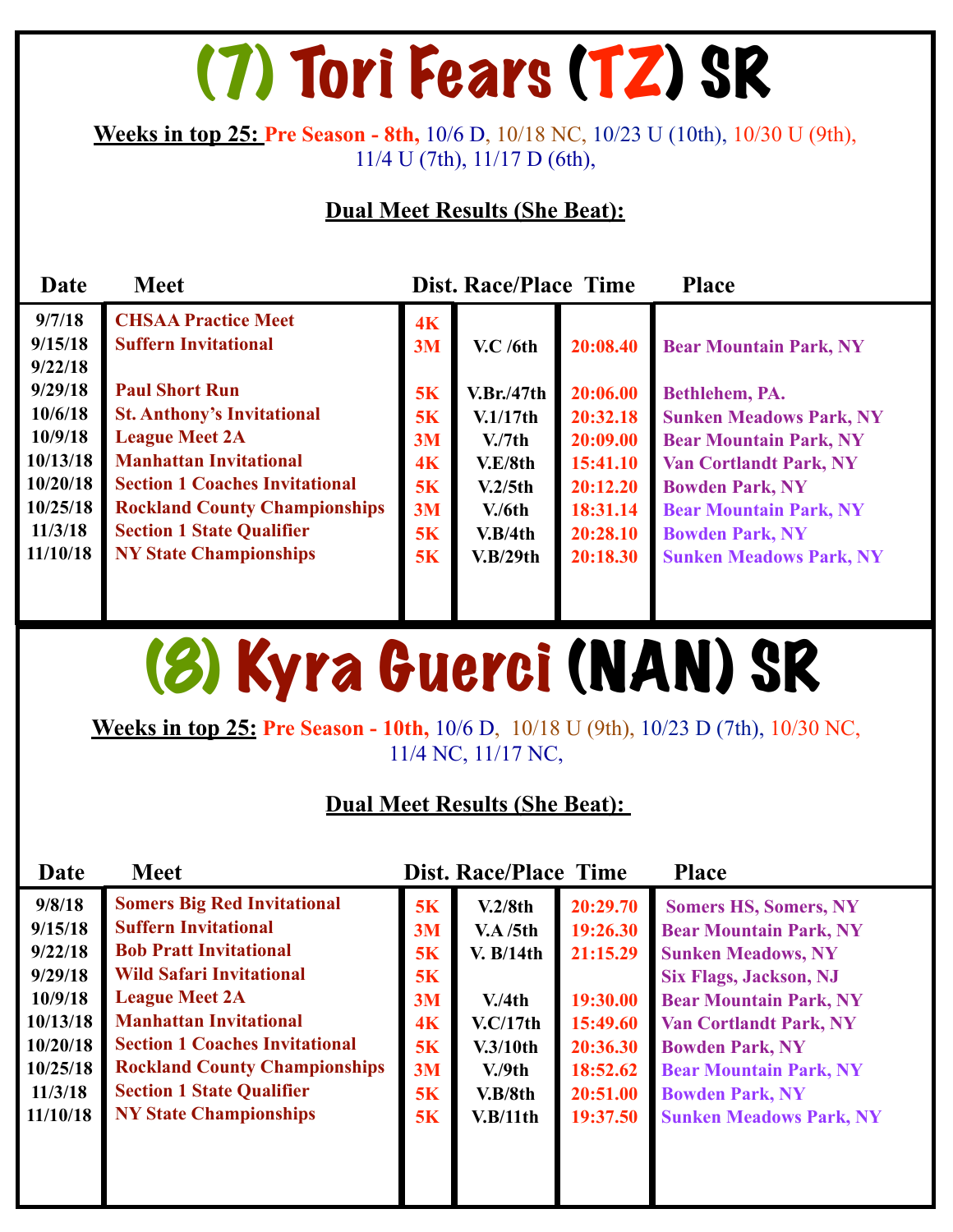# (7) Tori Fears (TZ) SR

**Weeks in top 25:** Pre Season - 8th, 10/6 D, 10/18 NC, 10/23 U (10th), 10/30 U (9th), 11/4 U (7th), 11/17 D (6th),

**Dual Meet Results (She Beat):**

| Date | Meet | Dist. | Race/Place | Time | Place |
|---|---|---|---|---|---|
| 9/7/18 | CHSAA Practice Meet | 4K | | | |
| 9/15/18 | Suffern Invitational | 3M | V.C /6th | 20:08.40 | Bear Mountain Park, NY |
| 9/22/18 | | | | | |
| 9/29/18 | Paul Short Run | 5K | V.Br./47th | 20:06.00 | Bethlehem, PA. |
| 10/6/18 | St. Anthony's Invitational | 5K | V.1/17th | 20:32.18 | Sunken Meadows Park, NY |
| 10/9/18 | League Meet 2A | 3M | V./7th | 20:09.00 | Bear Mountain Park, NY |
| 10/13/18 | Manhattan Invitational | 4K | V.E/8th | 15:41.10 | Van Cortlandt Park, NY |
| 10/20/18 | Section 1 Coaches Invitational | 5K | V.2/5th | 20:12.20 | Bowden Park, NY |
| 10/25/18 | Rockland County Championships | 3M | V./6th | 18:31.14 | Bear Mountain Park, NY |
| 11/3/18 | Section 1 State Qualifier | 5K | V.B/4th | 20:28.10 | Bowden Park, NY |
| 11/10/18 | NY State Championships | 5K | V.B/29th | 20:18.30 | Sunken Meadows Park, NY |

# (8) Kyra Guerci (NAN) SR

**Weeks in top 25:** Pre Season - 10th, 10/6 D, 10/18 U (9th), 10/23 D (7th), 10/30 NC, 11/4 NC, 11/17 NC,

**Dual Meet Results (She Beat):**

| Date | Meet | Dist. | Race/Place | Time | Place |
|---|---|---|---|---|---|
| 9/8/18 | Somers Big Red Invitational | 5K | V.2/8th | 20:29.70 | Somers HS, Somers, NY |
| 9/15/18 | Suffern Invitational | 3M | V.A /5th | 19:26.30 | Bear Mountain Park, NY |
| 9/22/18 | Bob Pratt Invitational | 5K | V. B/14th | 21:15.29 | Sunken Meadows, NY |
| 9/29/18 | Wild Safari Invitational | 5K | | | Six Flags, Jackson, NJ |
| 10/9/18 | League Meet 2A | 3M | V./4th | 19:30.00 | Bear Mountain Park, NY |
| 10/13/18 | Manhattan Invitational | 4K | V.C/17th | 15:49.60 | Van Cortlandt Park, NY |
| 10/20/18 | Section 1 Coaches Invitational | 5K | V.3/10th | 20:36.30 | Bowden Park, NY |
| 10/25/18 | Rockland County Championships | 3M | V./9th | 18:52.62 | Bear Mountain Park, NY |
| 11/3/18 | Section 1 State Qualifier | 5K | V.B/8th | 20:51.00 | Bowden Park, NY |
| 11/10/18 | NY State Championships | 5K | V.B/11th | 19:37.50 | Sunken Meadows Park, NY |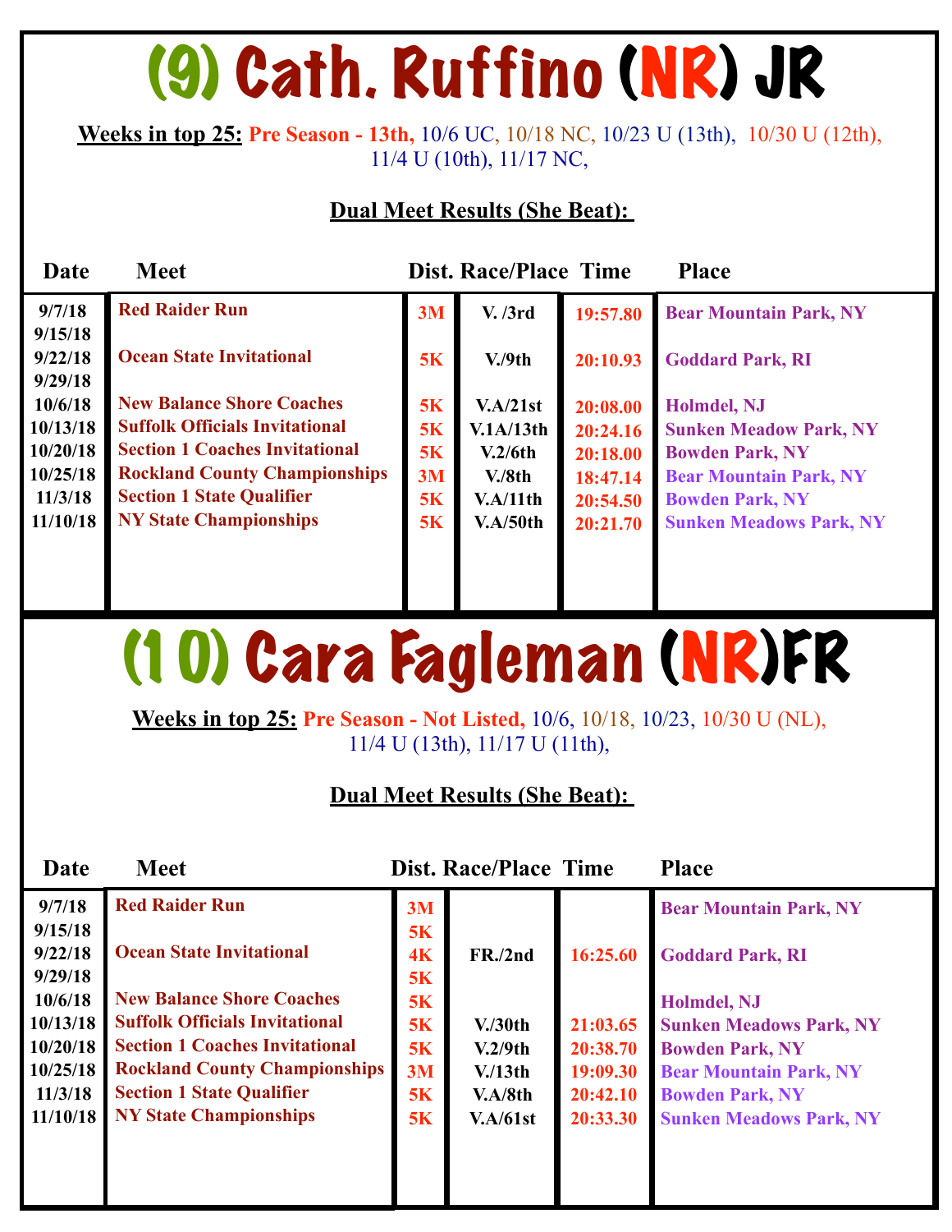# (9) Cath. Ruffino (NR) JR

**Weeks in top 25:** **Pre Season - 13th,** 10/6 UC, 10/18 NC, 10/23 U (13th), 10/30 U (12th), 11/4 U (10th), 11/17 NC,

**Dual Meet Results (She Beat):**

| Date | Meet | Dist. | Race/Place | Time | Place |
|---|---|---|---|---|---|
| 9/7/18 | Red Raider Run | 3M | V. /3rd | 19:57.80 | Bear Mountain Park, NY |
| 9/15/18 | | | | | |
| 9/22/18 | Ocean State Invitational | 5K | V./9th | 20:10.93 | Goddard Park, RI |
| 9/29/18 | | | | | |
| 10/6/18 | New Balance Shore Coaches | 5K | V.A/21st | 20:08.00 | Holmdel, NJ |
| 10/13/18 | Suffolk Officials Invitational | 5K | V.1A/13th | 20:24.16 | Sunken Meadow Park, NY |
| 10/20/18 | Section 1 Coaches Invitational | 5K | V.2/6th | 20:18.00 | Bowden Park, NY |
| 10/25/18 | Rockland County Championships | 3M | V./8th | 18:47.14 | Bear Mountain Park, NY |
| 11/3/18 | Section 1 State Qualifier | 5K | V.A/11th | 20:54.50 | Bowden Park, NY |
| 11/10/18 | NY State Championships | 5K | V.A/50th | 20:21.70 | Sunken Meadows Park, NY |

# (10) Cara Fagleman (NR)FR

**Weeks in top 25:** **Pre Season - Not Listed,** 10/6, 10/18, 10/23, 10/30 U (NL), 11/4 U (13th), 11/17 U (11th),

**Dual Meet Results (She Beat):**

| Date | Meet | Dist. | Race/Place | Time | Place |
|---|---|---|---|---|---|
| 9/7/18 | Red Raider Run | 3M | | | Bear Mountain Park, NY |
| 9/15/18 | | 5K | | | |
| 9/22/18 | Ocean State Invitational | 4K | FR./2nd | 16:25.60 | Goddard Park, RI |
| 9/29/18 | | 5K | | | |
| 10/6/18 | New Balance Shore Coaches | 5K | | | Holmdel, NJ |
| 10/13/18 | Suffolk Officials Invitational | 5K | V./30th | 21:03.65 | Sunken Meadows Park, NY |
| 10/20/18 | Section 1 Coaches Invitational | 5K | V.2/9th | 20:38.70 | Bowden Park, NY |
| 10/25/18 | Rockland County Championships | 3M | V./13th | 19:09.30 | Bear Mountain Park, NY |
| 11/3/18 | Section 1 State Qualifier | 5K | V.A/8th | 20:42.10 | Bowden Park, NY |
| 11/10/18 | NY State Championships | 5K | V.A/61st | 20:33.30 | Sunken Meadows Park, NY |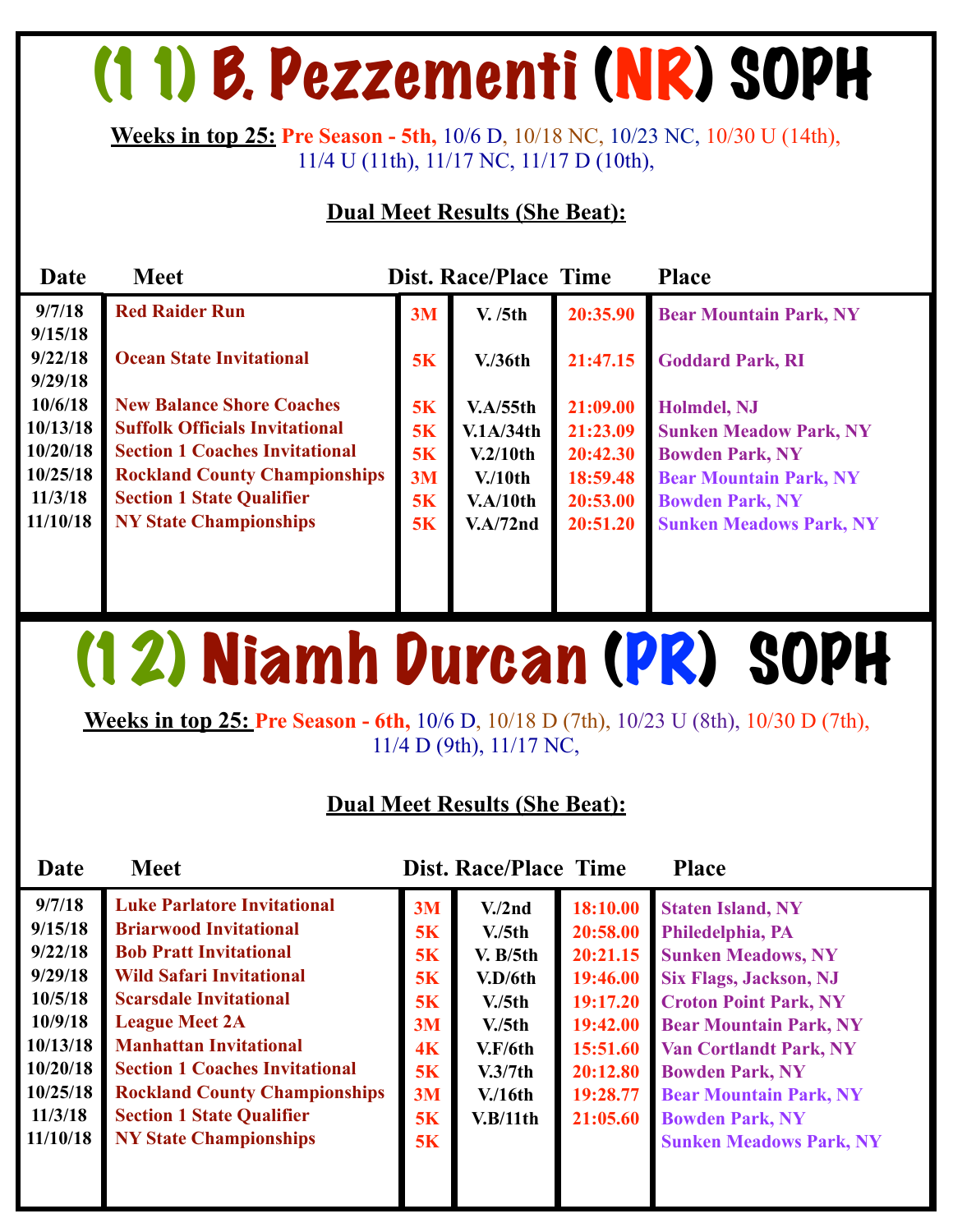# (1 1) B. Pezzementi (NR) SOPH

**Weeks in top 25:** Pre Season - 5th, 10/6 D, 10/18 NC, 10/23 NC, 10/30 U (14th), 11/4 U (11th), 11/17 NC, 11/17 D (10th),

**Dual Meet Results (She Beat):**

| Date | Meet | Dist. | Race/Place | Time | Place |
|---|---|---|---|---|---|
| 9/7/18 | Red Raider Run | 3M | V. /5th | 20:35.90 | Bear Mountain Park, NY |
| 9/15/18 | | | | | |
| 9/22/18 | Ocean State Invitational | 5K | V./36th | 21:47.15 | Goddard Park, RI |
| 9/29/18 | | | | | |
| 10/6/18 | New Balance Shore Coaches | 5K | V.A/55th | 21:09.00 | Holmdel, NJ |
| 10/13/18 | Suffolk Officials Invitational | 5K | V.1A/34th | 21:23.09 | Sunken Meadow Park, NY |
| 10/20/18 | Section 1 Coaches Invitational | 5K | V.2/10th | 20:42.30 | Bowden Park, NY |
| 10/25/18 | Rockland County Championships | 3M | V./10th | 18:59.48 | Bear Mountain Park, NY |
| 11/3/18 | Section 1 State Qualifier | 5K | V.A/10th | 20:53.00 | Bowden Park, NY |
| 11/10/18 | NY State Championships | 5K | V.A/72nd | 20:51.20 | Sunken Meadows Park, NY |

# (1 2) Niamh Durcan (PR) SOPH

**Weeks in top 25:** Pre Season - 6th, 10/6 D, 10/18 D (7th), 10/23 U (8th), 10/30 D (7th), 11/4 D (9th), 11/17 NC,

**Dual Meet Results (She Beat):**

| Date | Meet | Dist. | Race/Place | Time | Place |
|---|---|---|---|---|---|
| 9/7/18 | Luke Parlatore Invitational | 3M | V./2nd | 18:10.00 | Staten Island, NY |
| 9/15/18 | Briarwood Invitational | 5K | V./5th | 20:58.00 | Philedelphia, PA |
| 9/22/18 | Bob Pratt Invitational | 5K | V. B/5th | 20:21.15 | Sunken Meadows, NY |
| 9/29/18 | Wild Safari Invitational | 5K | V.D/6th | 19:46.00 | Six Flags, Jackson, NJ |
| 10/5/18 | Scarsdale Invitational | 5K | V./5th | 19:17.20 | Croton Point Park, NY |
| 10/9/18 | League Meet 2A | 3M | V./5th | 19:42.00 | Bear Mountain Park, NY |
| 10/13/18 | Manhattan Invitational | 4K | V.F/6th | 15:51.60 | Van Cortlandt Park, NY |
| 10/20/18 | Section 1 Coaches Invitational | 5K | V.3/7th | 20:12.80 | Bowden Park, NY |
| 10/25/18 | Rockland County Championships | 3M | V./16th | 19:28.77 | Bear Mountain Park, NY |
| 11/3/18 | Section 1 State Qualifier | 5K | V.B/11th | 21:05.60 | Bowden Park, NY |
| 11/10/18 | NY State Championships | 5K | | | Sunken Meadows Park, NY |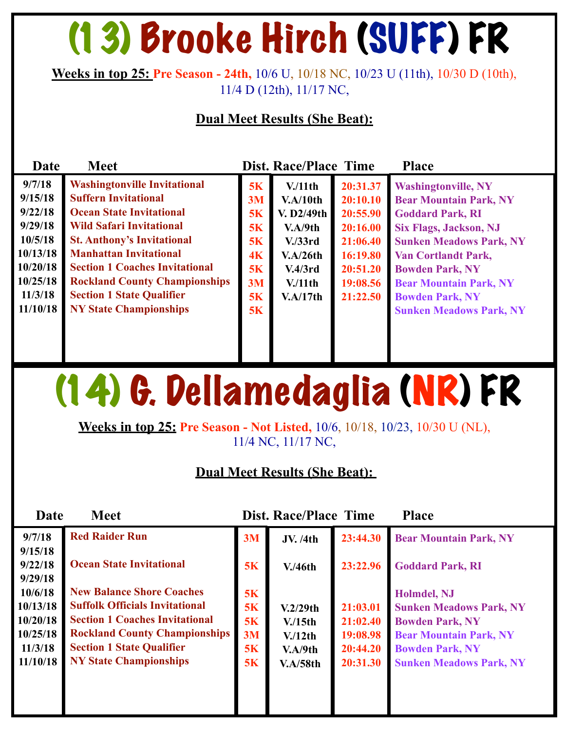# (13) Brooke Hirch (SUFF) FR

**Weeks in top 25:** Pre Season - 24th, 10/6 U, 10/18 NC, 10/23 U (11th), 10/30 D (10th), 11/4 D (12th), 11/17 NC,

**Dual Meet Results (She Beat):**

| Date | Meet | Dist. | Race/Place | Time | Place |
|---|---|---|---|---|---|
| 9/7/18 | Washingtonville Invitational | 5K | V./11th | 20:31.37 | Washingtonville, NY |
| 9/15/18 | Suffern Invitational | 3M | V.A/10th | 20:10.10 | Bear Mountain Park, NY |
| 9/22/18 | Ocean State Invitational | 5K | V. D2/49th | 20:55.90 | Goddard Park, RI |
| 9/29/18 | Wild Safari Invitational | 5K | V.A/9th | 20:16.00 | Six Flags, Jackson, NJ |
| 10/5/18 | St. Anthony's Invitational | 5K | V./33rd | 21:06.40 | Sunken Meadows Park, NY |
| 10/13/18 | Manhattan Invitational | 4K | V.A/26th | 16:19.80 | Van Cortlandt Park, |
| 10/20/18 | Section 1 Coaches Invitational | 5K | V.4/3rd | 20:51.20 | Bowden Park, NY |
| 10/25/18 | Rockland County Championships | 3M | V./11th | 19:08.56 | Bear Mountain Park, NY |
| 11/3/18 | Section 1 State Qualifier | 5K | V.A/17th | 21:22.50 | Bowden Park, NY |
| 11/10/18 | NY State Championships | 5K | | | Sunken Meadows Park, NY |

# (14) G. Dellamedaglia (NR) FR

**Weeks in top 25:** Pre Season - Not Listed, 10/6, 10/18, 10/23, 10/30 U (NL), 11/4 NC, 11/17 NC,

**Dual Meet Results (She Beat):**

| Date | Meet | Dist. | Race/Place | Time | Place |
|---|---|---|---|---|---|
| 9/7/18 | Red Raider Run | 3M | JV. /4th | 23:44.30 | Bear Mountain Park, NY |
| 9/15/18 | | | | | |
| 9/22/18 | Ocean State Invitational | 5K | V./46th | 23:22.96 | Goddard Park, RI |
| 9/29/18 | | | | | |
| 10/6/18 | New Balance Shore Coaches | 5K | | | Holmdel, NJ |
| 10/13/18 | Suffolk Officials Invitational | 5K | V.2/29th | 21:03.01 | Sunken Meadows Park, NY |
| 10/20/18 | Section 1 Coaches Invitational | 5K | V./15th | 21:02.40 | Bowden Park, NY |
| 10/25/18 | Rockland County Championships | 3M | V./12th | 19:08.98 | Bear Mountain Park, NY |
| 11/3/18 | Section 1 State Qualifier | 5K | V.A/9th | 20:44.20 | Bowden Park, NY |
| 11/10/18 | NY State Championships | 5K | V.A/58th | 20:31.30 | Sunken Meadows Park, NY |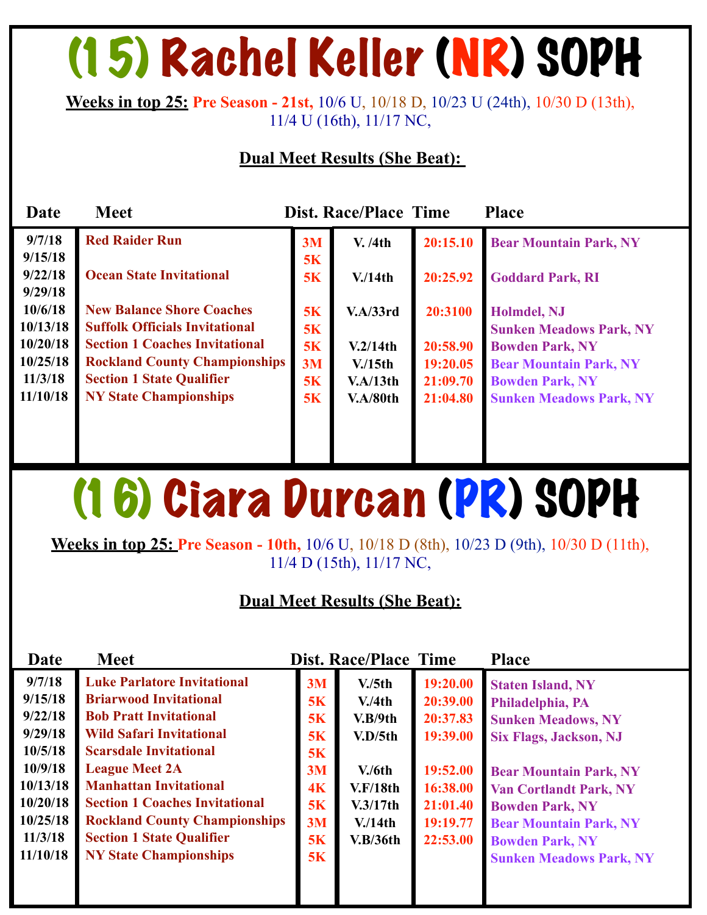# (15) Rachel Keller (NR) SOPH

**Weeks in top 25:** **Pre Season - 21st,** 10/6 U, 10/18 D, 10/23 U (24th), 10/30 D (13th), 11/4 U (16th), 11/17 NC,

**Dual Meet Results (She Beat):**

| Date | Meet | Dist. | Race/Place | Time | Place |
|---|---|---|---|---|---|
| 9/7/18 | Red Raider Run | 3M | V. /4th | 20:15.10 | Bear Mountain Park, NY |
| 9/15/18 | | 5K | | | |
| 9/22/18 | Ocean State Invitational | 5K | V./14th | 20:25.92 | Goddard Park, RI |
| 9/29/18 | | | | | |
| 10/6/18 | New Balance Shore Coaches | 5K | V.A/33rd | 20:3100 | Holmdel, NJ |
| 10/13/18 | Suffolk Officials Invitational | 5K | | | Sunken Meadows Park, NY |
| 10/20/18 | Section 1 Coaches Invitational | 5K | V.2/14th | 20:58.90 | Bowden Park, NY |
| 10/25/18 | Rockland County Championships | 3M | V./15th | 19:20.05 | Bear Mountain Park, NY |
| 11/3/18 | Section 1 State Qualifier | 5K | V.A/13th | 21:09.70 | Bowden Park, NY |
| 11/10/18 | NY State Championships | 5K | V.A/80th | 21:04.80 | Sunken Meadows Park, NY |

# (16) Ciara Durcan (PR) SOPH

**Weeks in top 25:** **Pre Season - 10th,** 10/6 U, 10/18 D (8th), 10/23 D (9th), 10/30 D (11th), 11/4 D (15th), 11/17 NC,

**Dual Meet Results (She Beat):**

| Date | Meet | Dist. | Race/Place | Time | Place |
|---|---|---|---|---|---|
| 9/7/18 | Luke Parlatore Invitational | 3M | V./5th | 19:20.00 | Staten Island, NY |
| 9/15/18 | Briarwood Invitational | 5K | V./4th | 20:39.00 | Philadelphia, PA |
| 9/22/18 | Bob Pratt Invitational | 5K | V.B/9th | 20:37.83 | Sunken Meadows, NY |
| 9/29/18 | Wild Safari Invitational | 5K | V.D/5th | 19:39.00 | Six Flags, Jackson, NJ |
| 10/5/18 | Scarsdale Invitational | 5K | | | |
| 10/9/18 | League Meet 2A | 3M | V./6th | 19:52.00 | Bear Mountain Park, NY |
| 10/13/18 | Manhattan Invitational | 4K | V.F/18th | 16:38.00 | Van Cortlandt Park, NY |
| 10/20/18 | Section 1 Coaches Invitational | 5K | V.3/17th | 21:01.40 | Bowden Park, NY |
| 10/25/18 | Rockland County Championships | 3M | V./14th | 19:19.77 | Bear Mountain Park, NY |
| 11/3/18 | Section 1 State Qualifier | 5K | V.B/36th | 22:53.00 | Bowden Park, NY |
| 11/10/18 | NY State Championships | 5K | | | Sunken Meadows Park, NY |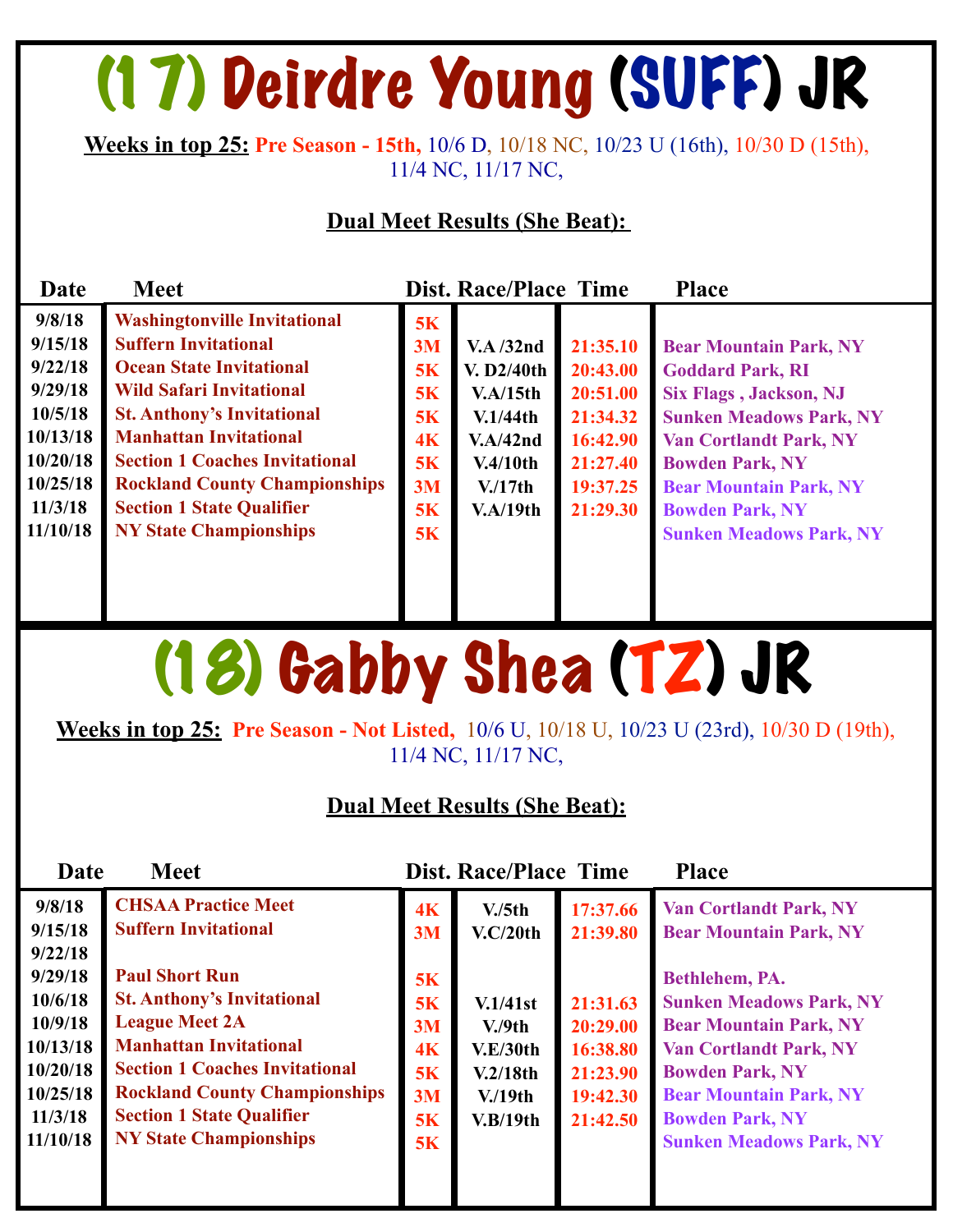# (17) Deirdre Young (SUFF) JR

**Weeks in top 25:** **Pre Season - 15th,** 10/6 D, 10/18 NC, 10/23 U (16th), 10/30 D (15th), 11/4 NC, 11/17 NC,

**Dual Meet Results (She Beat):**

| Date | Meet | Dist. | Race/Place | Time | Place |
|---|---|---|---|---|---|
| 9/8/18 | Washingtonville Invitational | 5K | | | |
| 9/15/18 | Suffern Invitational | 3M | V.A /32nd | 21:35.10 | Bear Mountain Park, NY |
| 9/22/18 | Ocean State Invitational | 5K | V. D2/40th | 20:43.00 | Goddard Park, RI |
| 9/29/18 | Wild Safari Invitational | 5K | V.A/15th | 20:51.00 | Six Flags , Jackson, NJ |
| 10/5/18 | St. Anthony's Invitational | 5K | V.1/44th | 21:34.32 | Sunken Meadows Park, NY |
| 10/13/18 | Manhattan Invitational | 4K | V.A/42nd | 16:42.90 | Van Cortlandt Park, NY |
| 10/20/18 | Section 1 Coaches Invitational | 5K | V.4/10th | 21:27.40 | Bowden Park, NY |
| 10/25/18 | Rockland County Championships | 3M | V./17th | 19:37.25 | Bear Mountain Park, NY |
| 11/3/18 | Section 1 State Qualifier | 5K | V.A/19th | 21:29.30 | Bowden Park, NY |
| 11/10/18 | NY State Championships | 5K | | | Sunken Meadows Park, NY |

# (18) Gabby Shea (TZ) JR

**Weeks in top 25:** **Pre Season - Not Listed,** 10/6 U, 10/18 U, 10/23 U (23rd), 10/30 D (19th), 11/4 NC, 11/17 NC,

**Dual Meet Results (She Beat):**

| Date | Meet | Dist. | Race/Place | Time | Place |
|---|---|---|---|---|---|
| 9/8/18 | CHSAA Practice Meet | 4K | V./5th | 17:37.66 | Van Cortlandt Park, NY |
| 9/15/18 | Suffern Invitational | 3M | V.C/20th | 21:39.80 | Bear Mountain Park, NY |
| 9/22/18 | | | | | |
| 9/29/18 | Paul Short Run | 5K | | | Bethlehem, PA. |
| 10/6/18 | St. Anthony's Invitational | 5K | V.1/41st | 21:31.63 | Sunken Meadows Park, NY |
| 10/9/18 | League Meet 2A | 3M | V./9th | 20:29.00 | Bear Mountain Park, NY |
| 10/13/18 | Manhattan Invitational | 4K | V.E/30th | 16:38.80 | Van Cortlandt Park, NY |
| 10/20/18 | Section 1 Coaches Invitational | 5K | V.2/18th | 21:23.90 | Bowden Park, NY |
| 10/25/18 | Rockland County Championships | 3M | V./19th | 19:42.30 | Bear Mountain Park, NY |
| 11/3/18 | Section 1 State Qualifier | 5K | V.B/19th | 21:42.50 | Bowden Park, NY |
| 11/10/18 | NY State Championships | 5K | | | Sunken Meadows Park, NY |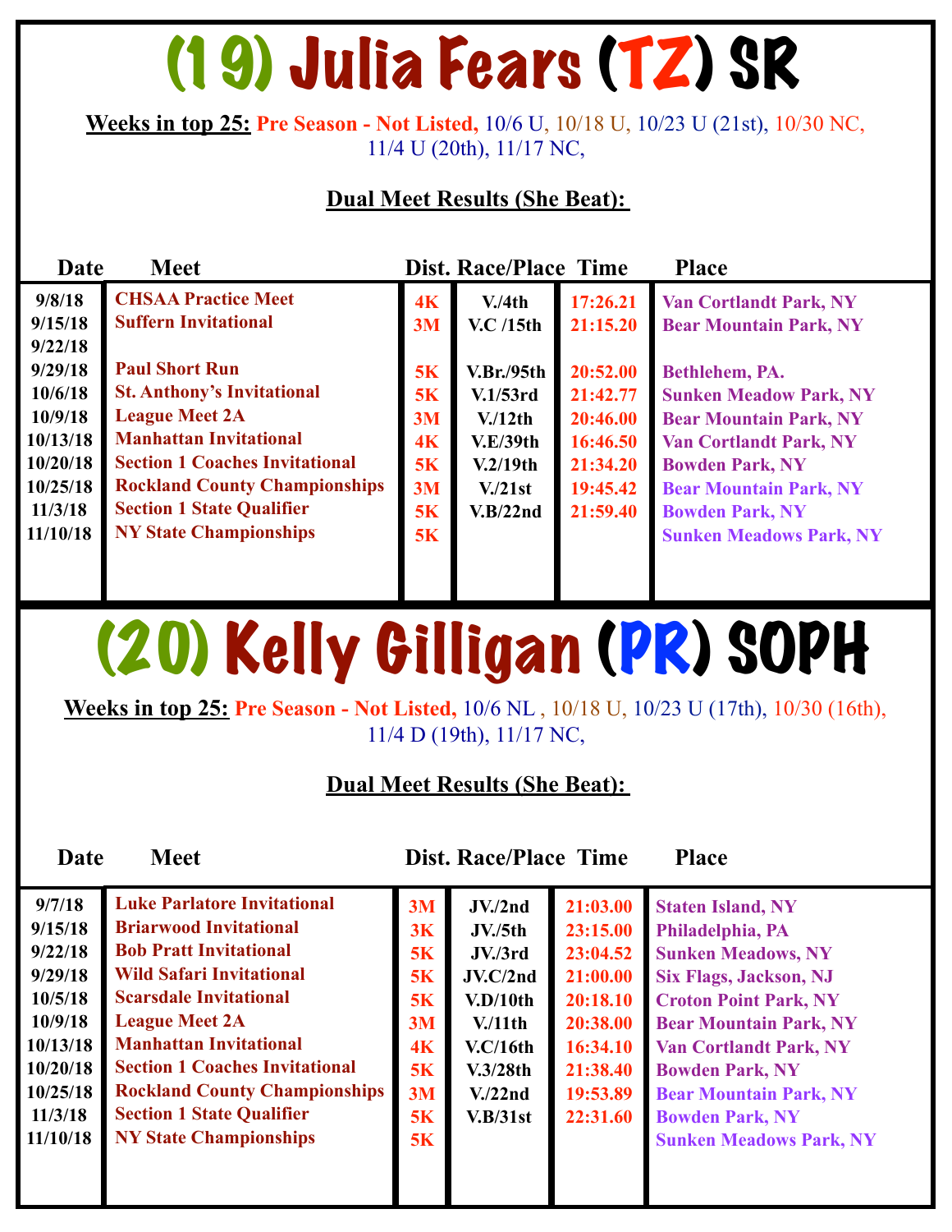# (19) Julia Fears (TZ) SR

**Weeks in top 25:** Pre Season - Not Listed, 10/6 U, 10/18 U, 10/23 U (21st), 10/30 NC, 11/4 U (20th), 11/17 NC,

**Dual Meet Results (She Beat):**

| Date | Meet | Dist. | Race/Place | Time | Place |
|---|---|---|---|---|---|
| 9/8/18 | CHSAA Practice Meet | 4K | V./4th | 17:26.21 | Van Cortlandt Park, NY |
| 9/15/18 | Suffern Invitational | 3M | V.C /15th | 21:15.20 | Bear Mountain Park, NY |
| 9/22/18 | | | | | |
| 9/29/18 | Paul Short Run | 5K | V.Br./95th | 20:52.00 | Bethlehem, PA. |
| 10/6/18 | St. Anthony's Invitational | 5K | V.1/53rd | 21:42.77 | Sunken Meadow Park, NY |
| 10/9/18 | League Meet 2A | 3M | V./12th | 20:46.00 | Bear Mountain Park, NY |
| 10/13/18 | Manhattan Invitational | 4K | V.E/39th | 16:46.50 | Van Cortlandt Park, NY |
| 10/20/18 | Section 1 Coaches Invitational | 5K | V.2/19th | 21:34.20 | Bowden Park, NY |
| 10/25/18 | Rockland County Championships | 3M | V./21st | 19:45.42 | Bear Mountain Park, NY |
| 11/3/18 | Section 1 State Qualifier | 5K | V.B/22nd | 21:59.40 | Bowden Park, NY |
| 11/10/18 | NY State Championships | 5K | | | Sunken Meadows Park, NY |

# (20) Kelly Gilligan (PR) SOPH

**Weeks in top 25:** Pre Season - Not Listed, 10/6 NL , 10/18 U, 10/23 U (17th), 10/30 (16th), 11/4 D (19th), 11/17 NC,

**Dual Meet Results (She Beat):**

| Date | Meet | Dist. | Race/Place | Time | Place |
|---|---|---|---|---|---|
| 9/7/18 | Luke Parlatore Invitational | 3M | JV./2nd | 21:03.00 | Staten Island, NY |
| 9/15/18 | Briarwood Invitational | 3K | JV./5th | 23:15.00 | Philadelphia, PA |
| 9/22/18 | Bob Pratt Invitational | 5K | JV./3rd | 23:04.52 | Sunken Meadows, NY |
| 9/29/18 | Wild Safari Invitational | 5K | JV.C/2nd | 21:00.00 | Six Flags, Jackson, NJ |
| 10/5/18 | Scarsdale Invitational | 5K | V.D/10th | 20:18.10 | Croton Point Park, NY |
| 10/9/18 | League Meet 2A | 3M | V./11th | 20:38.00 | Bear Mountain Park, NY |
| 10/13/18 | Manhattan Invitational | 4K | V.C/16th | 16:34.10 | Van Cortlandt Park, NY |
| 10/20/18 | Section 1 Coaches Invitational | 5K | V.3/28th | 21:38.40 | Bowden Park, NY |
| 10/25/18 | Rockland County Championships | 3M | V./22nd | 19:53.89 | Bear Mountain Park, NY |
| 11/3/18 | Section 1 State Qualifier | 5K | V.B/31st | 22:31.60 | Bowden Park, NY |
| 11/10/18 | NY State Championships | 5K | | | Sunken Meadows Park, NY |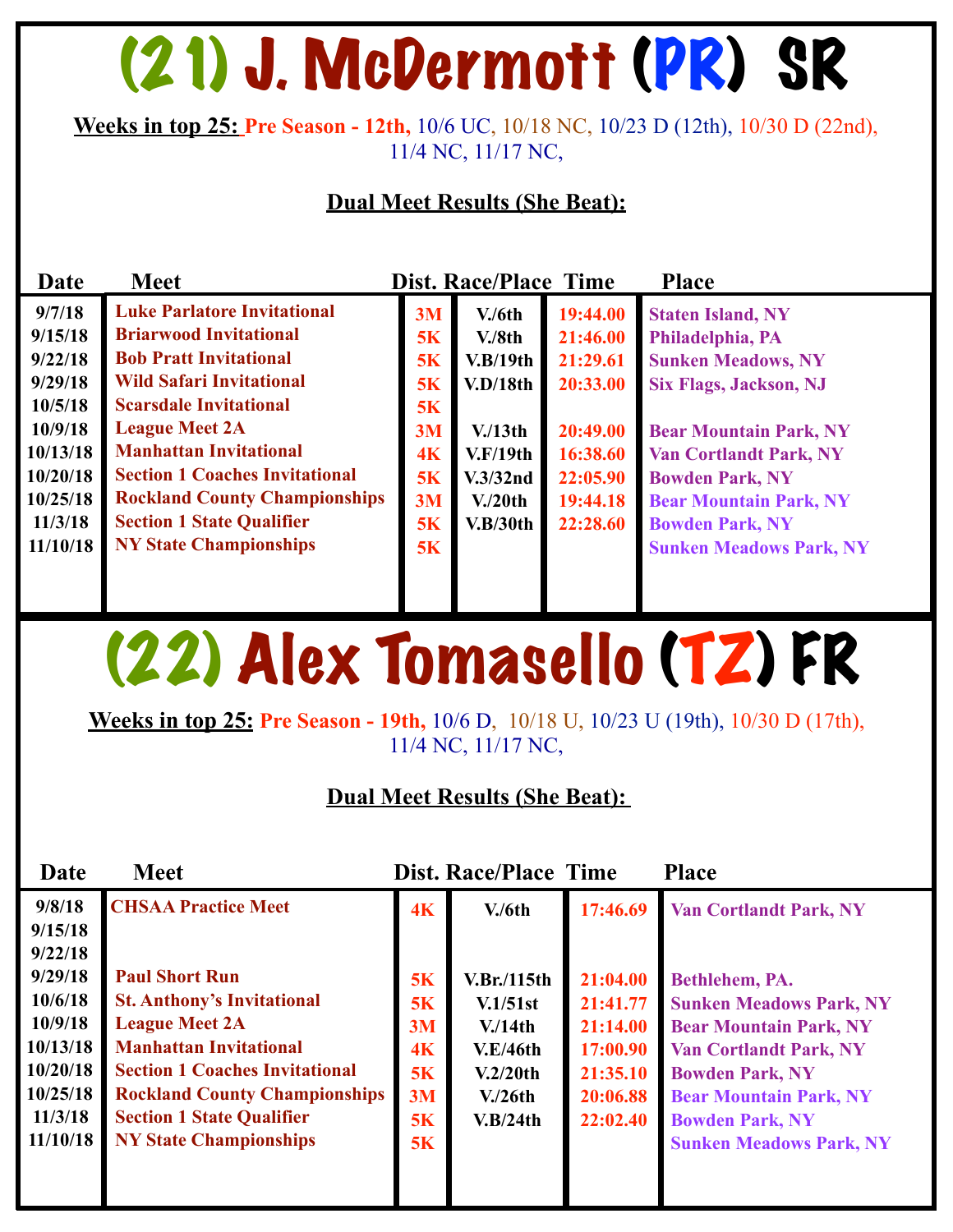# (21) J. McDermott (PR) SR

**Weeks in top 25:** Pre Season - 12th, 10/6 UC, 10/18 NC, 10/23 D (12th), 10/30 D (22nd), 11/4 NC, 11/17 NC,

**Dual Meet Results (She Beat):**

| Date | Meet | Dist. | Race/Place | Time | Place |
|---|---|---|---|---|---|
| 9/7/18 | Luke Parlatore Invitational | 3M | V./6th | 19:44.00 | Staten Island, NY |
| 9/15/18 | Briarwood Invitational | 5K | V./8th | 21:46.00 | Philadelphia, PA |
| 9/22/18 | Bob Pratt Invitational | 5K | V.B/19th | 21:29.61 | Sunken Meadows, NY |
| 9/29/18 | Wild Safari Invitational | 5K | V.D/18th | 20:33.00 | Six Flags, Jackson, NJ |
| 10/5/18 | Scarsdale Invitational | 5K | | | |
| 10/9/18 | League Meet 2A | 3M | V./13th | 20:49.00 | Bear Mountain Park, NY |
| 10/13/18 | Manhattan Invitational | 4K | V.F/19th | 16:38.60 | Van Cortlandt Park, NY |
| 10/20/18 | Section 1 Coaches Invitational | 5K | V.3/32nd | 22:05.90 | Bowden Park, NY |
| 10/25/18 | Rockland County Championships | 3M | V./20th | 19:44.18 | Bear Mountain Park, NY |
| 11/3/18 | Section 1 State Qualifier | 5K | V.B/30th | 22:28.60 | Bowden Park, NY |
| 11/10/18 | NY State Championships | 5K | | | Sunken Meadows Park, NY |

# (22) Alex Tomasello (TZ) FR

**Weeks in top 25:** Pre Season - 19th, 10/6 D, 10/18 U, 10/23 U (19th), 10/30 D (17th), 11/4 NC, 11/17 NC,

**Dual Meet Results (She Beat):**

| Date | Meet | Dist. | Race/Place | Time | Place |
|---|---|---|---|---|---|
| 9/8/18 | CHSAA Practice Meet | 4K | V./6th | 17:46.69 | Van Cortlandt Park, NY |
| 9/15/18 | | | | | |
| 9/22/18 | | | | | |
| 9/29/18 | Paul Short Run | 5K | V.Br./115th | 21:04.00 | Bethlehem, PA. |
| 10/6/18 | St. Anthony's Invitational | 5K | V.1/51st | 21:41.77 | Sunken Meadows Park, NY |
| 10/9/18 | League Meet 2A | 3M | V./14th | 21:14.00 | Bear Mountain Park, NY |
| 10/13/18 | Manhattan Invitational | 4K | V.E/46th | 17:00.90 | Van Cortlandt Park, NY |
| 10/20/18 | Section 1 Coaches Invitational | 5K | V.2/20th | 21:35.10 | Bowden Park, NY |
| 10/25/18 | Rockland County Championships | 3M | V./26th | 20:06.88 | Bear Mountain Park, NY |
| 11/3/18 | Section 1 State Qualifier | 5K | V.B/24th | 22:02.40 | Bowden Park, NY |
| 11/10/18 | NY State Championships | 5K | | | Sunken Meadows Park, NY |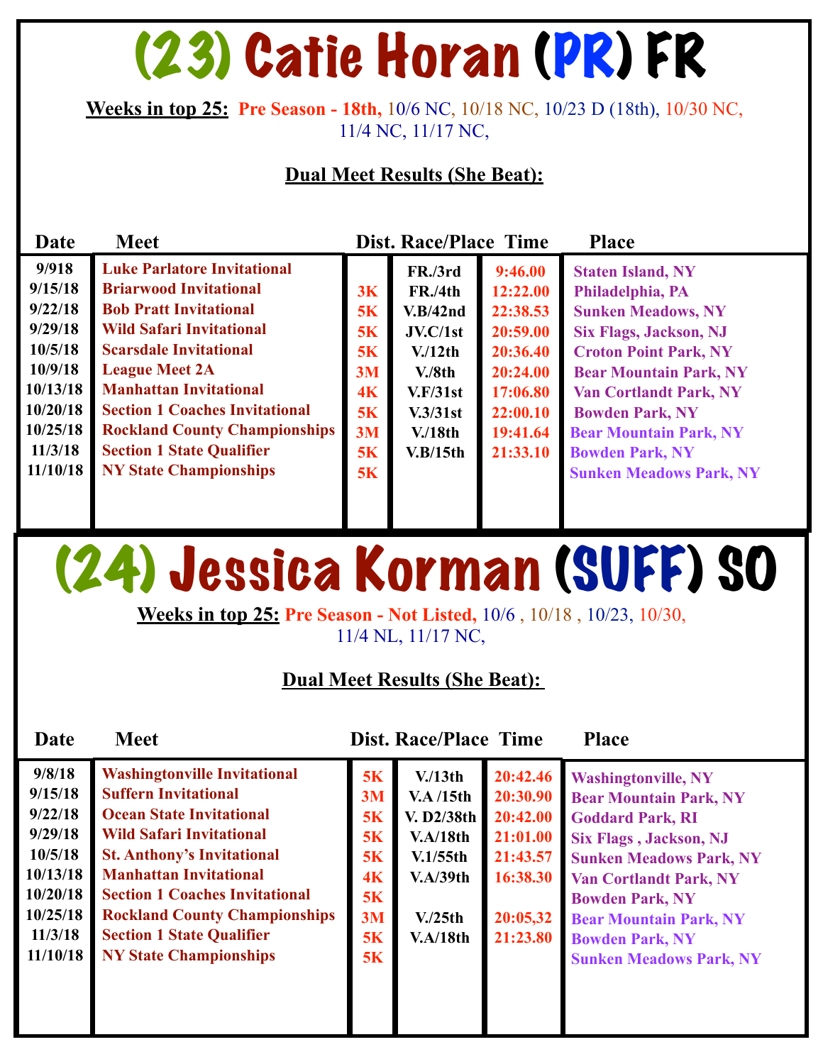# (23) Catie Horan (PR) FR

**Weeks in top 25:** Pre Season - 18th, 10/6 NC, 10/18 NC, 10/23 D (18th), 10/30 NC, 11/4 NC, 11/17 NC,

**Dual Meet Results (She Beat):**

| Date | Meet | Dist. | Race/Place | Time | Place |
|---|---|---|---|---|---|
| 9/918 | Luke Parlatore Invitational | | FR./3rd | 9:46.00 | Staten Island, NY |
| 9/15/18 | Briarwood Invitational | 3K | FR./4th | 12:22.00 | Philadelphia, PA |
| 9/22/18 | Bob Pratt Invitational | 5K | V.B/42nd | 22:38.53 | Sunken Meadows, NY |
| 9/29/18 | Wild Safari Invitational | 5K | JV.C/1st | 20:59.00 | Six Flags, Jackson, NJ |
| 10/5/18 | Scarsdale Invitational | 5K | V./12th | 20:36.40 | Croton Point Park, NY |
| 10/9/18 | League Meet 2A | 3M | V./8th | 20:24.00 | Bear Mountain Park, NY |
| 10/13/18 | Manhattan Invitational | 4K | V.F/31st | 17:06.80 | Van Cortlandt Park, NY |
| 10/20/18 | Section 1 Coaches Invitational | 5K | V.3/31st | 22:00.10 | Bowden Park, NY |
| 10/25/18 | Rockland County Championships | 3M | V./18th | 19:41.64 | Bear Mountain Park, NY |
| 11/3/18 | Section 1 State Qualifier | 5K | V.B/15th | 21:33.10 | Bowden Park, NY |
| 11/10/18 | NY State Championships | 5K | | | Sunken Meadows Park, NY |

# (24) Jessica Korman (SUFF) SO

**Weeks in top 25:** Pre Season - Not Listed, 10/6 , 10/18 , 10/23, 10/30, 11/4 NL, 11/17 NC,

**Dual Meet Results (She Beat):**

| Date | Meet | Dist. | Race/Place | Time | Place |
|---|---|---|---|---|---|
| 9/8/18 | Washingtonville Invitational | 5K | V./13th | 20:42.46 | Washingtonville, NY |
| 9/15/18 | Suffern Invitational | 3M | V.A /15th | 20:30.90 | Bear Mountain Park, NY |
| 9/22/18 | Ocean State Invitational | 5K | V. D2/38th | 20:42.00 | Goddard Park, RI |
| 9/29/18 | Wild Safari Invitational | 5K | V.A/18th | 21:01.00 | Six Flags , Jackson, NJ |
| 10/5/18 | St. Anthony's Invitational | 5K | V.1/55th | 21:43.57 | Sunken Meadows Park, NY |
| 10/13/18 | Manhattan Invitational | 4K | V.A/39th | 16:38.30 | Van Cortlandt Park, NY |
| 10/20/18 | Section 1 Coaches Invitational | 5K | | | Bowden Park, NY |
| 10/25/18 | Rockland County Championships | 3M | V./25th | 20:05,32 | Bear Mountain Park, NY |
| 11/3/18 | Section 1 State Qualifier | 5K | V.A/18th | 21:23.80 | Bowden Park, NY |
| 11/10/18 | NY State Championships | 5K | | | Sunken Meadows Park, NY |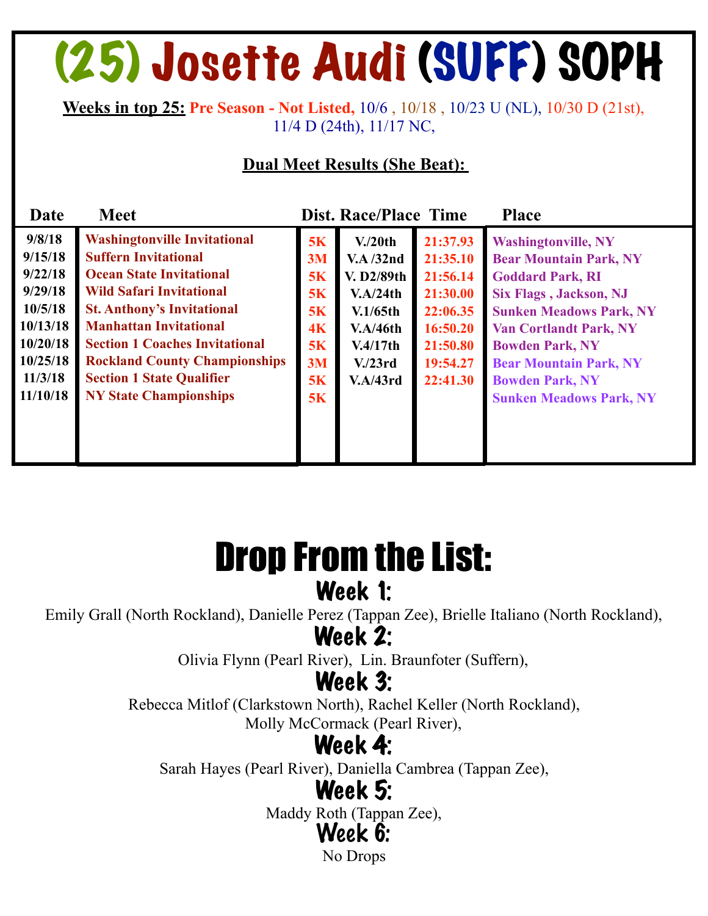# (25) Josette Audi (SUFF) SOPH

**Weeks in top 25:** Pre Season - Not Listed, 10/6 , 10/18 , 10/23 U (NL), 10/30 D (21st), 11/4 D (24th), 11/17 NC,

**Dual Meet Results (She Beat):**

| Date | Meet | Dist. | Race/Place | Time | Place |
|---|---|---|---|---|---|
| 9/8/18 | Washingtonville Invitational | 5K | V./20th | 21:37.93 | Washingtonville, NY |
| 9/15/18 | Suffern Invitational | 3M | V.A /32nd | 21:35.10 | Bear Mountain Park, NY |
| 9/22/18 | Ocean State Invitational | 5K | V. D2/89th | 21:56.14 | Goddard Park, RI |
| 9/29/18 | Wild Safari Invitational | 5K | V.A/24th | 21:30.00 | Six Flags , Jackson, NJ |
| 10/5/18 | St. Anthony's Invitational | 5K | V.1/65th | 22:06.35 | Sunken Meadows Park, NY |
| 10/13/18 | Manhattan Invitational | 4K | V.A/46th | 16:50.20 | Van Cortlandt Park, NY |
| 10/20/18 | Section 1 Coaches Invitational | 5K | V.4/17th | 21:50.80 | Bowden Park, NY |
| 10/25/18 | Rockland County Championships | 3M | V./23rd | 19:54.27 | Bear Mountain Park, NY |
| 11/3/18 | Section 1 State Qualifier | 5K | V.A/43rd | 22:41.30 | Bowden Park, NY |
| 11/10/18 | NY State Championships | 5K | | | Sunken Meadows Park, NY |

# Drop From the List:

## Week 1:

Emily Grall (North Rockland), Danielle Perez (Tappan Zee), Brielle Italiano (North Rockland),

## Week 2:

Olivia Flynn (Pearl River), Lin. Braunfoter (Suffern),

## Week 3:

Rebecca Mitlof (Clarkstown North), Rachel Keller (North Rockland), Molly McCormack (Pearl River),

## Week 4:

Sarah Hayes (Pearl River), Daniella Cambrea (Tappan Zee),

## Week 5:

Maddy Roth (Tappan Zee),

## Week 6:

No Drops